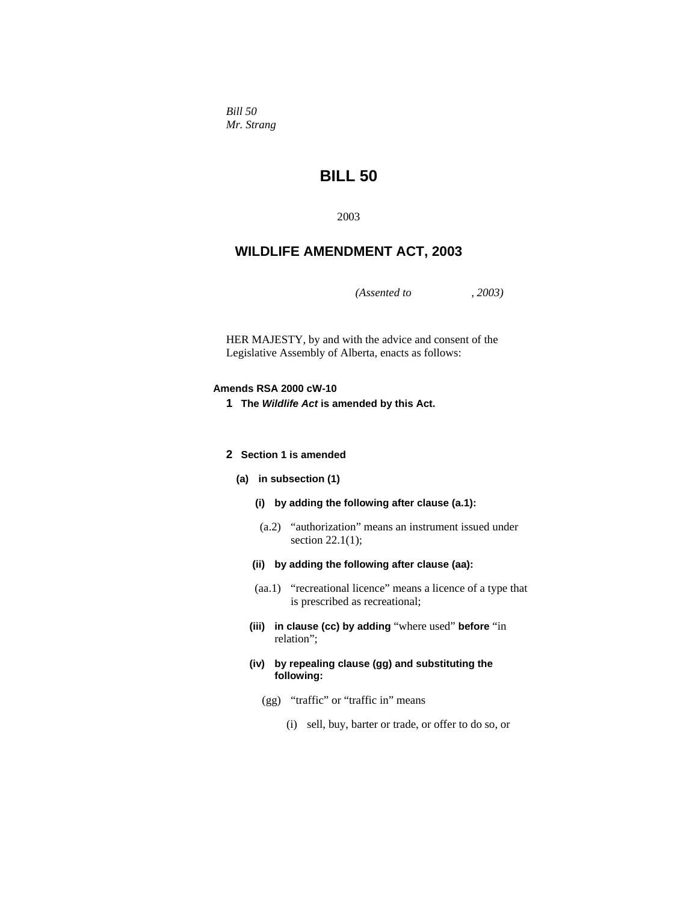*Bill 50*
*Mr. Strang*

# BILL 50

2003

## WILDLIFE AMENDMENT ACT, 2003

*(Assented to , 2003)*

HER MAJESTY, by and with the advice and consent of the Legislative Assembly of Alberta, enacts as follows:

**Amends RSA 2000 cW-10**

**1 The *Wildlife Act* is amended by this Act.**

**2 Section 1 is amended**

**(a) in subsection (1)**

**(i) by adding the following after clause (a.1):**

(a.2) "authorization" means an instrument issued under section 22.1(1);

**(ii) by adding the following after clause (aa):**

(aa.1) "recreational licence" means a licence of a type that is prescribed as recreational;

**(iii) in clause (cc) by adding** "where used" **before** "in relation";

**(iv) by repealing clause (gg) and substituting the following:**

(gg) "traffic" or "traffic in" means

(i) sell, buy, barter or trade, or offer to do so, or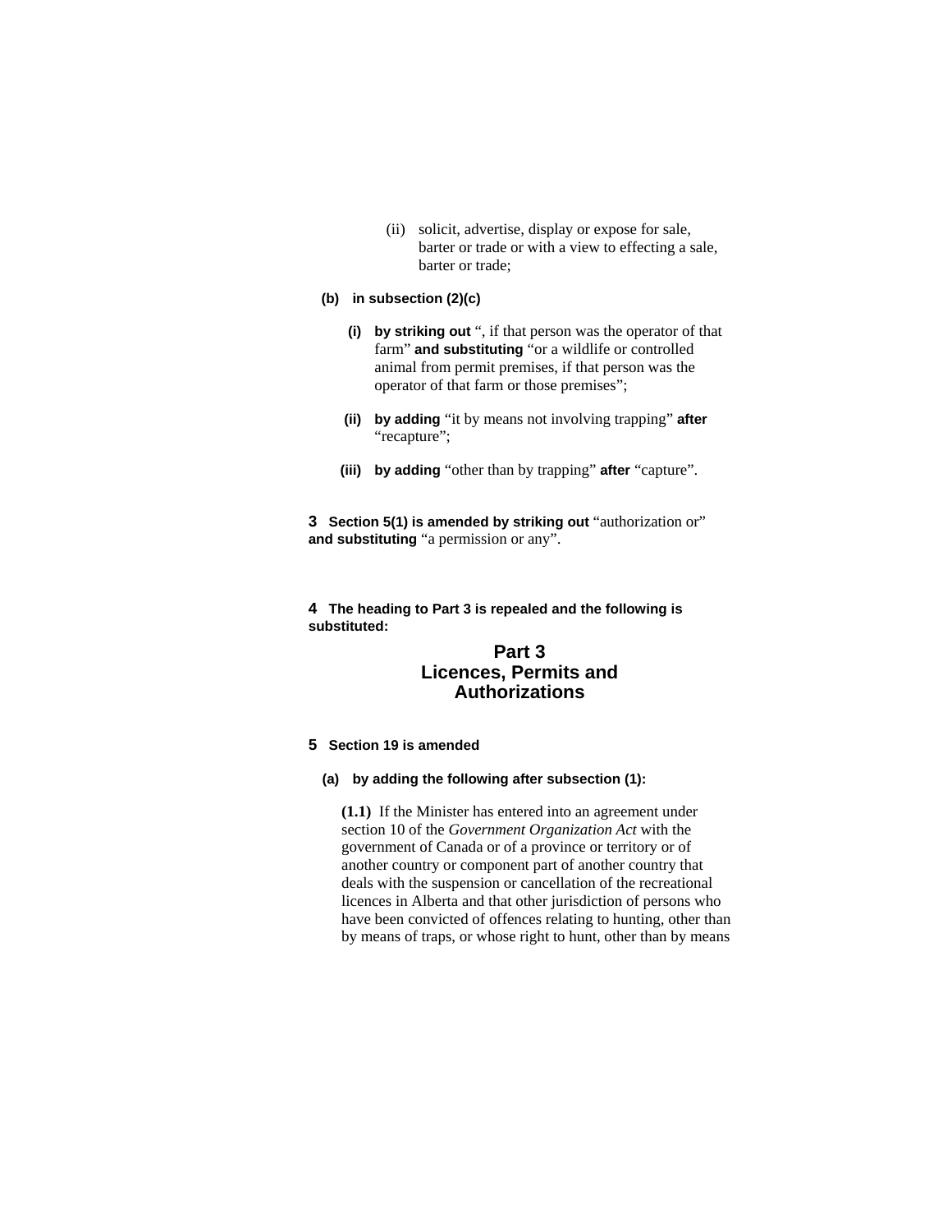(ii) solicit, advertise, display or expose for sale, barter or trade or with a view to effecting a sale, barter or trade;

**(b) in subsection (2)(c)**

**(i) by striking out** “, if that person was the operator of that farm” **and substituting** “or a wildlife or controlled animal from permit premises, if that person was the operator of that farm or those premises”;

**(ii) by adding** “it by means not involving trapping” **after** “recapture”;

**(iii) by adding** “other than by trapping” **after** “capture”.

**3 Section 5(1) is amended by striking out** “authorization or” **and substituting** “a permission or any”.

**4 The heading to Part 3 is repealed and the following is substituted:**

## Part 3
## Licences, Permits and Authorizations

**5 Section 19 is amended**

**(a) by adding the following after subsection (1):**

**(1.1)** If the Minister has entered into an agreement under section 10 of the *Government Organization Act* with the government of Canada or of a province or territory or of another country or component part of another country that deals with the suspension or cancellation of the recreational licences in Alberta and that other jurisdiction of persons who have been convicted of offences relating to hunting, other than by means of traps, or whose right to hunt, other than by means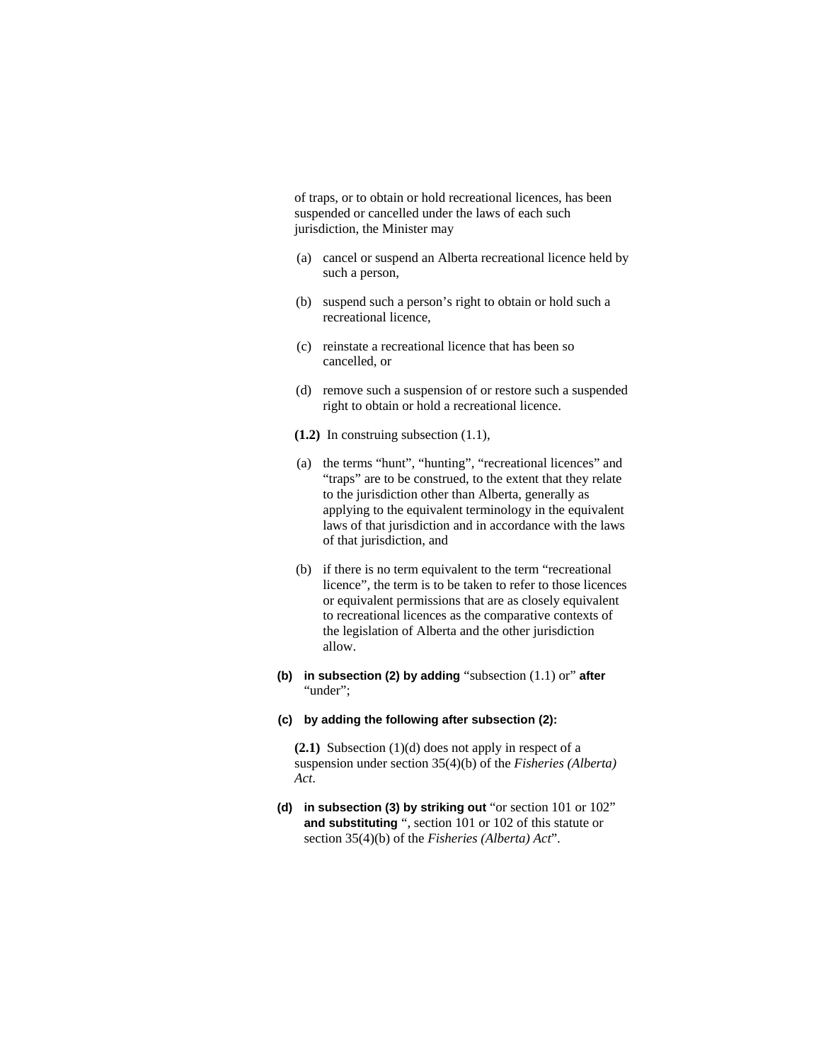of traps, or to obtain or hold recreational licences, has been suspended or cancelled under the laws of each such jurisdiction, the Minister may

(a) cancel or suspend an Alberta recreational licence held by such a person,

(b) suspend such a person's right to obtain or hold such a recreational licence,

(c) reinstate a recreational licence that has been so cancelled, or

(d) remove such a suspension of or restore such a suspended right to obtain or hold a recreational licence.

**(1.2)** In construing subsection (1.1),

(a) the terms "hunt", "hunting", "recreational licences" and "traps" are to be construed, to the extent that they relate to the jurisdiction other than Alberta, generally as applying to the equivalent terminology in the equivalent laws of that jurisdiction and in accordance with the laws of that jurisdiction, and

(b) if there is no term equivalent to the term "recreational licence", the term is to be taken to refer to those licences or equivalent permissions that are as closely equivalent to recreational licences as the comparative contexts of the legislation of Alberta and the other jurisdiction allow.

**(b) in subsection (2) by adding** "subsection (1.1) or" **after** "under";

**(c) by adding the following after subsection (2):**

**(2.1)** Subsection (1)(d) does not apply in respect of a suspension under section 35(4)(b) of the *Fisheries (Alberta) Act*.

**(d) in subsection (3) by striking out** "or section 101 or 102" **and substituting** ", section 101 or 102 of this statute or section 35(4)(b) of the *Fisheries (Alberta) Act*".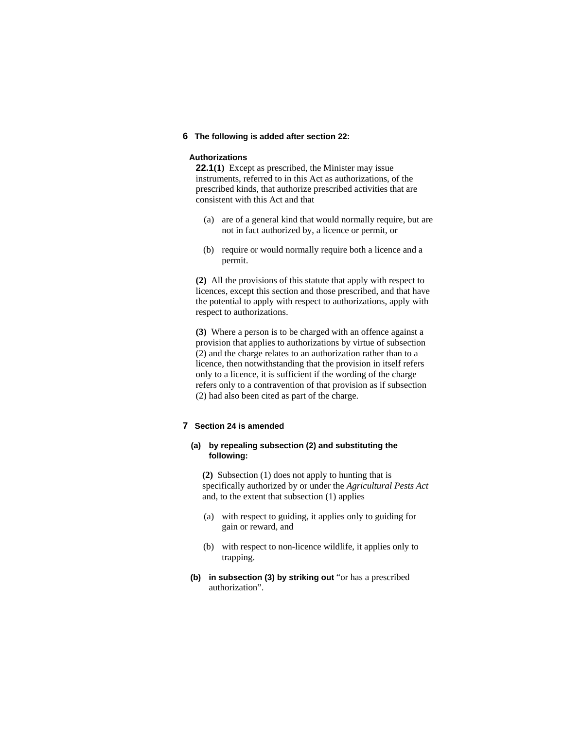**6 The following is added after section 22:**

**Authorizations**

**22.1(1)** Except as prescribed, the Minister may issue instruments, referred to in this Act as authorizations, of the prescribed kinds, that authorize prescribed activities that are consistent with this Act and that

(a) are of a general kind that would normally require, but are not in fact authorized by, a licence or permit, or

(b) require or would normally require both a licence and a permit.

**(2)** All the provisions of this statute that apply with respect to licences, except this section and those prescribed, and that have the potential to apply with respect to authorizations, apply with respect to authorizations.

**(3)** Where a person is to be charged with an offence against a provision that applies to authorizations by virtue of subsection (2) and the charge relates to an authorization rather than to a licence, then notwithstanding that the provision in itself refers only to a licence, it is sufficient if the wording of the charge refers only to a contravention of that provision as if subsection (2) had also been cited as part of the charge.

**7 Section 24 is amended**

**(a) by repealing subsection (2) and substituting the following:**

**(2)** Subsection (1) does not apply to hunting that is specifically authorized by or under the *Agricultural Pests Act* and, to the extent that subsection (1) applies

(a) with respect to guiding, it applies only to guiding for gain or reward, and

(b) with respect to non-licence wildlife, it applies only to trapping.

**(b) in subsection (3) by striking out** "or has a prescribed authorization".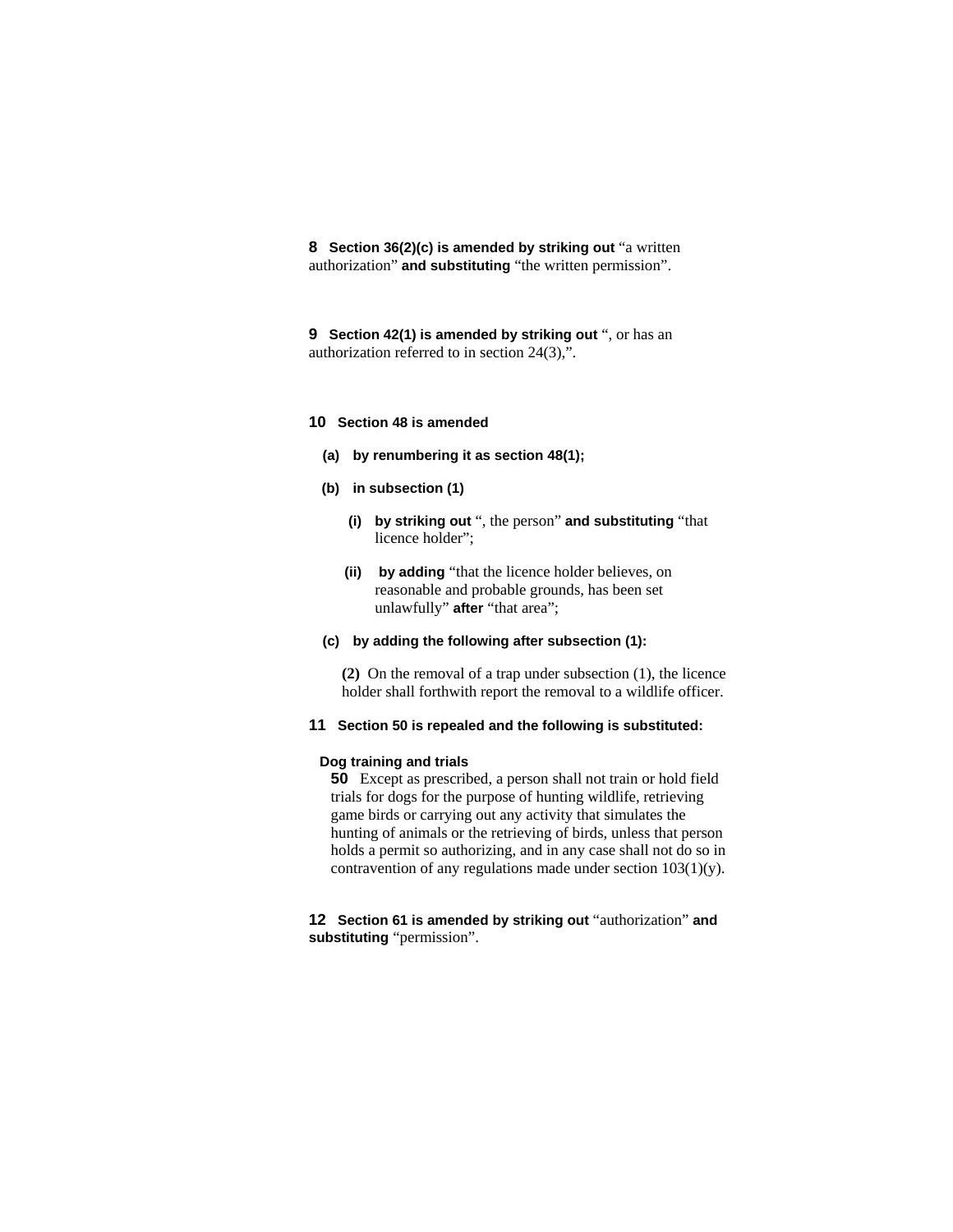**8 Section 36(2)(c) is amended by striking out** "a written authorization" **and substituting** "the written permission".

**9 Section 42(1) is amended by striking out** ", or has an authorization referred to in section 24(3),".

**10 Section 48 is amended**

**(a) by renumbering it as section 48(1);**

**(b) in subsection (1)**

**(i) by striking out** ", the person" **and substituting** "that licence holder";

**(ii) by adding** "that the licence holder believes, on reasonable and probable grounds, has been set unlawfully" **after** "that area";

**(c) by adding the following after subsection (1):**

**(2)** On the removal of a trap under subsection (1), the licence holder shall forthwith report the removal to a wildlife officer.

**11 Section 50 is repealed and the following is substituted:**

**Dog training and trials**

**50** Except as prescribed, a person shall not train or hold field trials for dogs for the purpose of hunting wildlife, retrieving game birds or carrying out any activity that simulates the hunting of animals or the retrieving of birds, unless that person holds a permit so authorizing, and in any case shall not do so in contravention of any regulations made under section 103(1)(y).

**12 Section 61 is amended by striking out** "authorization" **and substituting** "permission".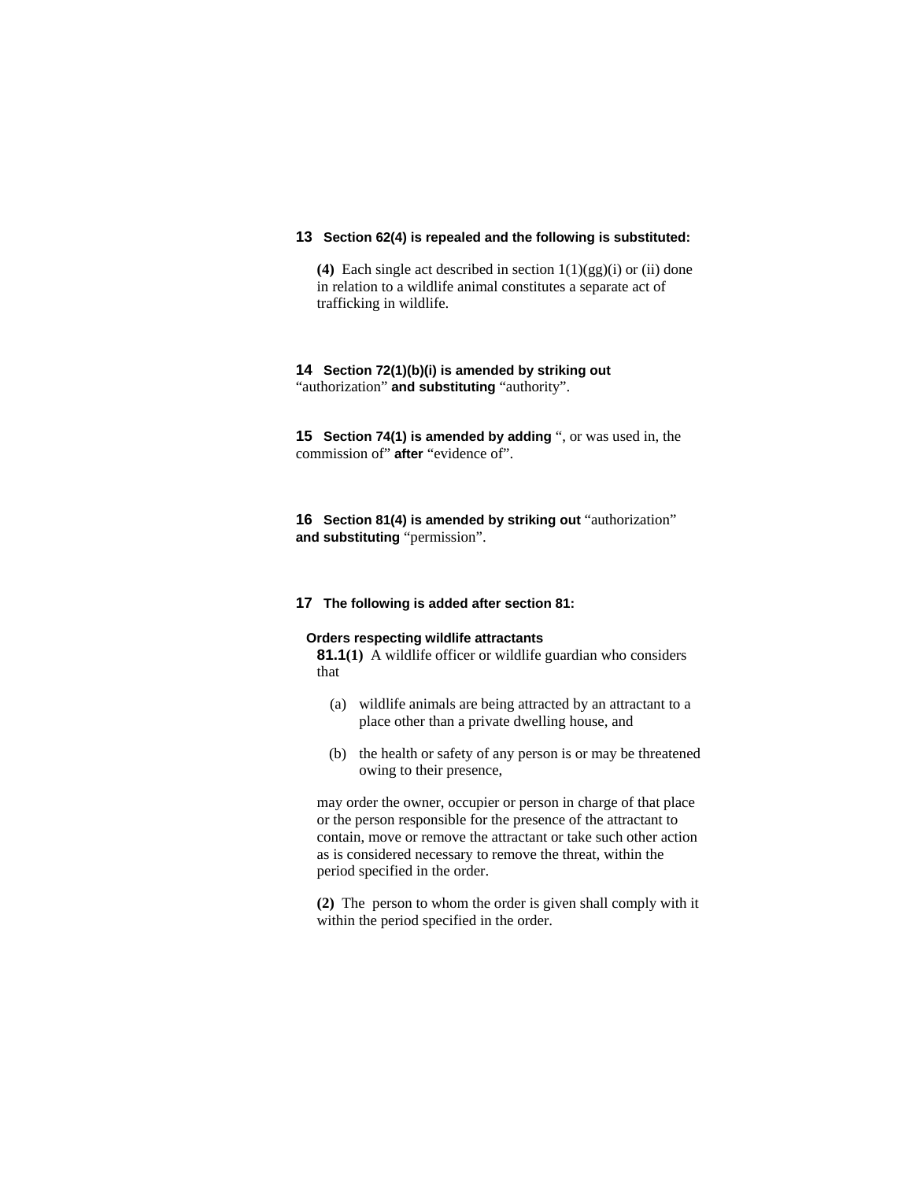**13 Section 62(4) is repealed and the following is substituted:**

**(4)** Each single act described in section 1(1)(gg)(i) or (ii) done in relation to a wildlife animal constitutes a separate act of trafficking in wildlife.

**14 Section 72(1)(b)(i) is amended by striking out** "authorization" **and substituting** "authority".

**15 Section 74(1) is amended by adding** ", or was used in, the commission of" **after** "evidence of".

**16 Section 81(4) is amended by striking out** "authorization" **and substituting** "permission".

**17 The following is added after section 81:**

**Orders respecting wildlife attractants**

**81.1(1)** A wildlife officer or wildlife guardian who considers that

(a) wildlife animals are being attracted by an attractant to a place other than a private dwelling house, and

(b) the health or safety of any person is or may be threatened owing to their presence,

may order the owner, occupier or person in charge of that place or the person responsible for the presence of the attractant to contain, move or remove the attractant or take such other action as is considered necessary to remove the threat, within the period specified in the order.

**(2)** The person to whom the order is given shall comply with it within the period specified in the order.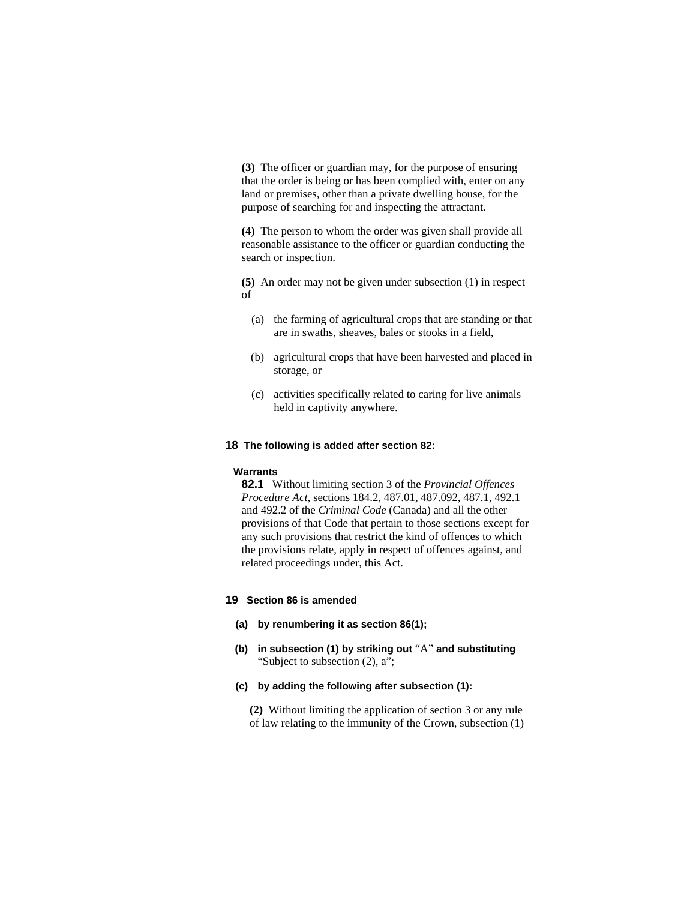**(3)** The officer or guardian may, for the purpose of ensuring that the order is being or has been complied with, enter on any land or premises, other than a private dwelling house, for the purpose of searching for and inspecting the attractant.

**(4)** The person to whom the order was given shall provide all reasonable assistance to the officer or guardian conducting the search or inspection.

**(5)** An order may not be given under subsection (1) in respect of

(a) the farming of agricultural crops that are standing or that are in swaths, sheaves, bales or stooks in a field,

(b) agricultural crops that have been harvested and placed in storage, or

(c) activities specifically related to caring for live animals held in captivity anywhere.

**18 The following is added after section 82:**

**Warrants**

**82.1** Without limiting section 3 of the *Provincial Offences Procedure Act*, sections 184.2, 487.01, 487.092, 487.1, 492.1 and 492.2 of the *Criminal Code* (Canada) and all the other provisions of that Code that pertain to those sections except for any such provisions that restrict the kind of offences to which the provisions relate, apply in respect of offences against, and related proceedings under, this Act.

**19 Section 86 is amended**

**(a) by renumbering it as section 86(1);**

**(b) in subsection (1) by striking out** "A" **and substituting** "Subject to subsection (2), a";

**(c) by adding the following after subsection (1):**

**(2)** Without limiting the application of section 3 or any rule of law relating to the immunity of the Crown, subsection (1)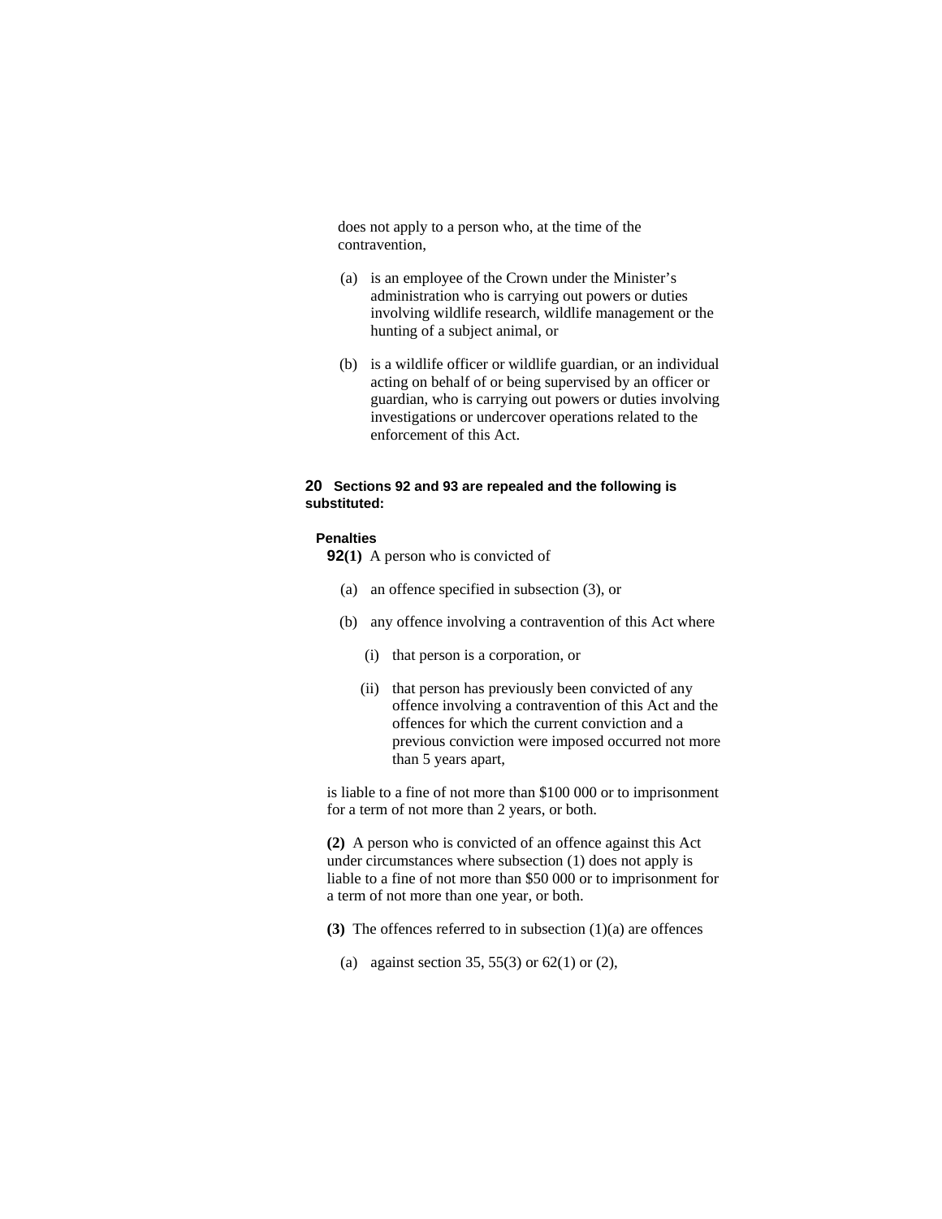does not apply to a person who, at the time of the contravention,

(a) is an employee of the Crown under the Minister's administration who is carrying out powers or duties involving wildlife research, wildlife management or the hunting of a subject animal, or

(b) is a wildlife officer or wildlife guardian, or an individual acting on behalf of or being supervised by an officer or guardian, who is carrying out powers or duties involving investigations or undercover operations related to the enforcement of this Act.

**20 Sections 92 and 93 are repealed and the following is substituted:**

**Penalties**

**92(1)** A person who is convicted of

(a) an offence specified in subsection (3), or

(b) any offence involving a contravention of this Act where

(i) that person is a corporation, or

(ii) that person has previously been convicted of any offence involving a contravention of this Act and the offences for which the current conviction and a previous conviction were imposed occurred not more than 5 years apart,

is liable to a fine of not more than $100 000 or to imprisonment for a term of not more than 2 years, or both.

**(2)** A person who is convicted of an offence against this Act under circumstances where subsection (1) does not apply is liable to a fine of not more than $50 000 or to imprisonment for a term of not more than one year, or both.

**(3)** The offences referred to in subsection (1)(a) are offences

(a) against section 35, 55(3) or 62(1) or (2),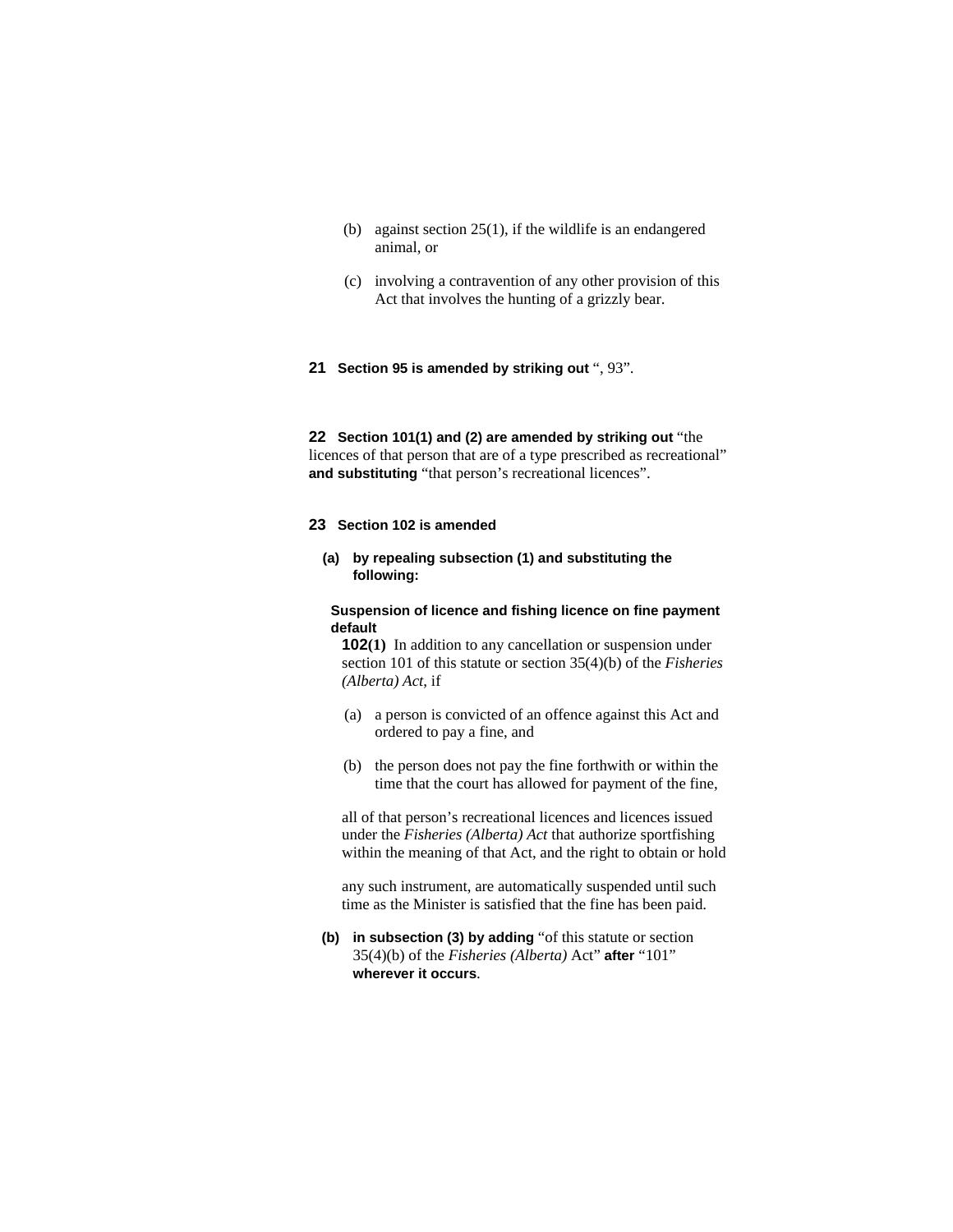(b) against section 25(1), if the wildlife is an endangered animal, or

(c) involving a contravention of any other provision of this Act that involves the hunting of a grizzly bear.

**21 Section 95 is amended by striking out** “, 93”.

**22 Section 101(1) and (2) are amended by striking out** “the licences of that person that are of a type prescribed as recreational” **and substituting** “that person’s recreational licences”.

**23 Section 102 is amended**

**(a) by repealing subsection (1) and substituting the following:**

**Suspension of licence and fishing licence on fine payment default**

**102(1)** In addition to any cancellation or suspension under section 101 of this statute or section 35(4)(b) of the *Fisheries (Alberta) Act*, if

(a) a person is convicted of an offence against this Act and ordered to pay a fine, and

(b) the person does not pay the fine forthwith or within the time that the court has allowed for payment of the fine,

all of that person’s recreational licences and licences issued under the *Fisheries (Alberta) Act* that authorize sportfishing within the meaning of that Act, and the right to obtain or hold

any such instrument, are automatically suspended until such time as the Minister is satisfied that the fine has been paid.

**(b) in subsection (3) by adding** “of this statute or section 35(4)(b) of the *Fisheries (Alberta)* Act” **after** “101” **wherever it occurs**.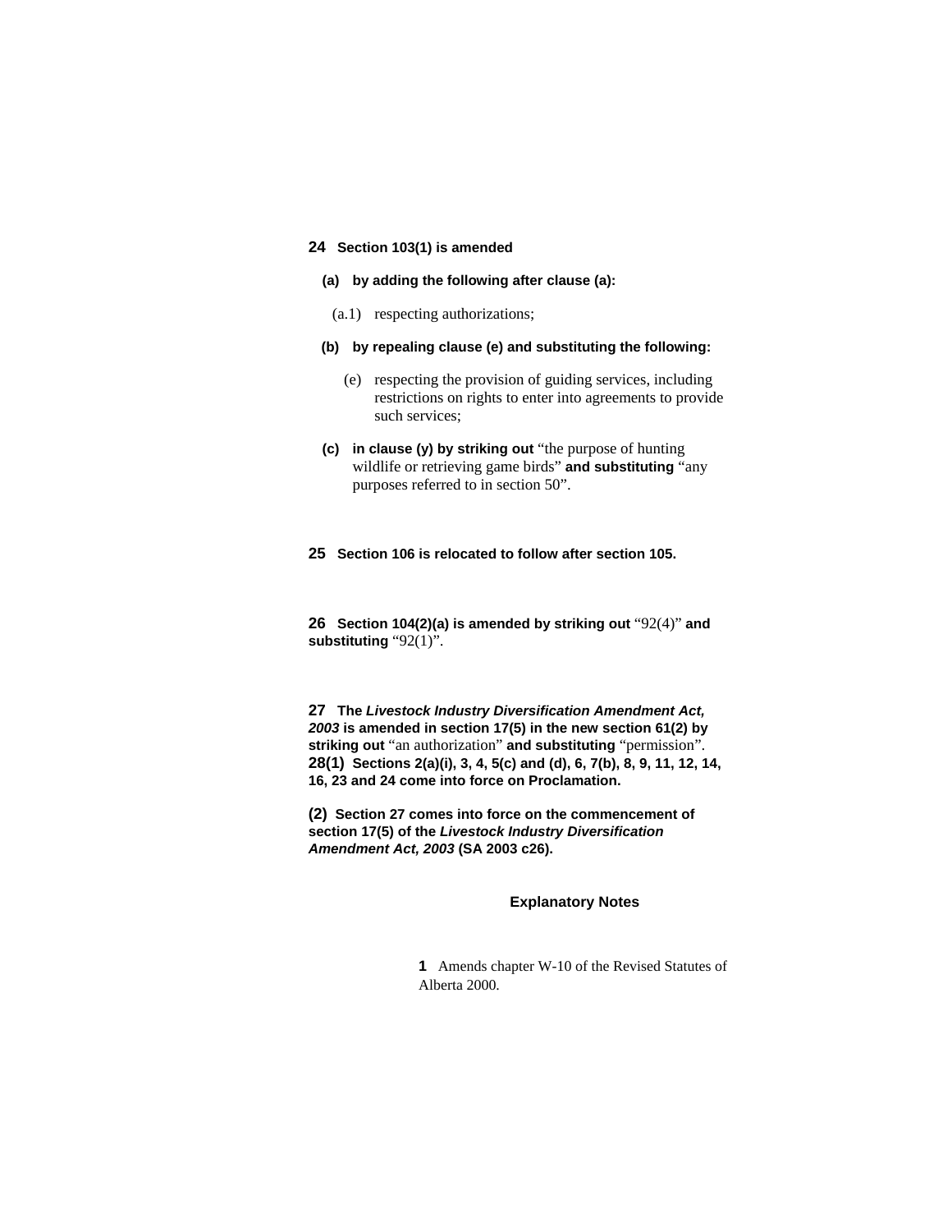**24 Section 103(1) is amended**

**(a) by adding the following after clause (a):**

(a.1) respecting authorizations;

**(b) by repealing clause (e) and substituting the following:**

(e) respecting the provision of guiding services, including restrictions on rights to enter into agreements to provide such services;

**(c) in clause (y) by striking out** "the purpose of hunting wildlife or retrieving game birds" **and substituting** "any purposes referred to in section 50".

**25 Section 106 is relocated to follow after section 105.**

**26 Section 104(2)(a) is amended by striking out** "92(4)" **and substituting** "92(1)".

**27 The *Livestock Industry Diversification Amendment Act, 2003* is amended in section 17(5) in the new section 61(2) by striking out** "an authorization" **and substituting** "permission".

**28(1) Sections 2(a)(i), 3, 4, 5(c) and (d), 6, 7(b), 8, 9, 11, 12, 14, 16, 23 and 24 come into force on Proclamation.**

**(2) Section 27 comes into force on the commencement of section 17(5) of the *Livestock Industry Diversification Amendment Act, 2003* (SA 2003 c26).**

## Explanatory Notes

**1** Amends chapter W-10 of the Revised Statutes of Alberta 2000.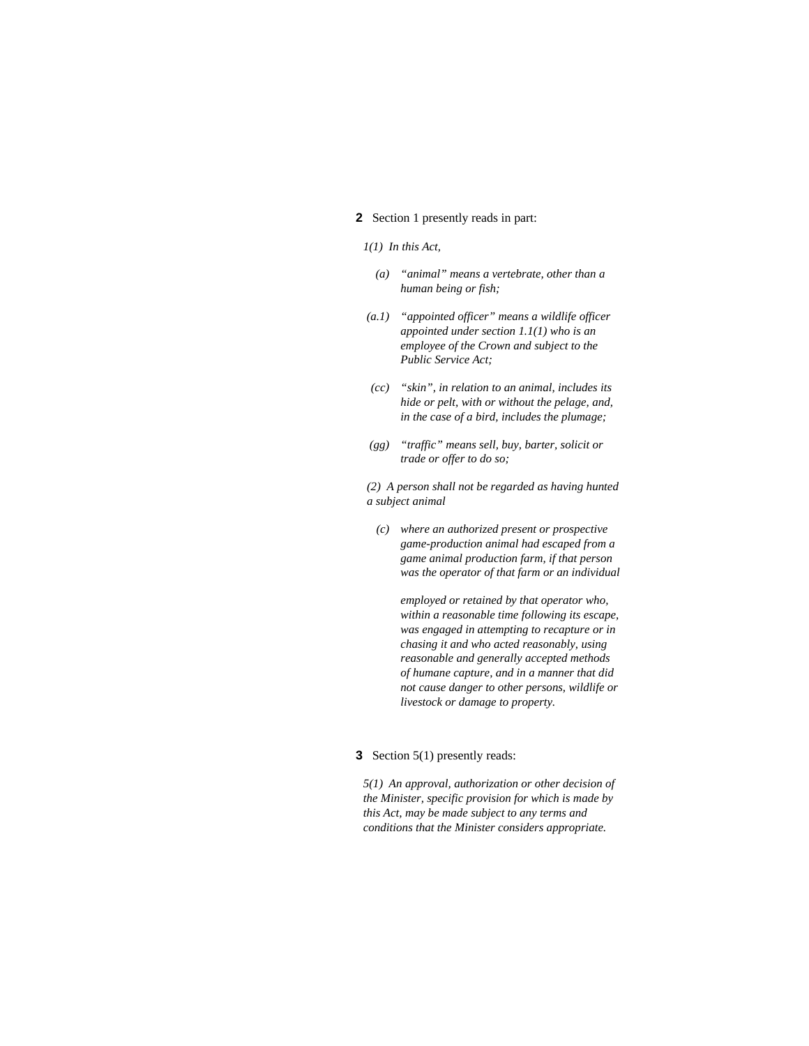**2** Section 1 presently reads in part:

*1(1) In this Act,*

*(a) "animal" means a vertebrate, other than a human being or fish;*

*(a.1) "appointed officer" means a wildlife officer appointed under section 1.1(1) who is an employee of the Crown and subject to the Public Service Act;*

*(cc) "skin", in relation to an animal, includes its hide or pelt, with or without the pelage, and, in the case of a bird, includes the plumage;*

*(gg) "traffic" means sell, buy, barter, solicit or trade or offer to do so;*

*(2) A person shall not be regarded as having hunted a subject animal*

*(c) where an authorized present or prospective game-production animal had escaped from a game animal production farm, if that person was the operator of that farm or an individual employed or retained by that operator who, within a reasonable time following its escape, was engaged in attempting to recapture or in chasing it and who acted reasonably, using reasonable and generally accepted methods of humane capture, and in a manner that did not cause danger to other persons, wildlife or livestock or damage to property.*

**3** Section 5(1) presently reads:

*5(1) An approval, authorization or other decision of the Minister, specific provision for which is made by this Act, may be made subject to any terms and conditions that the Minister considers appropriate.*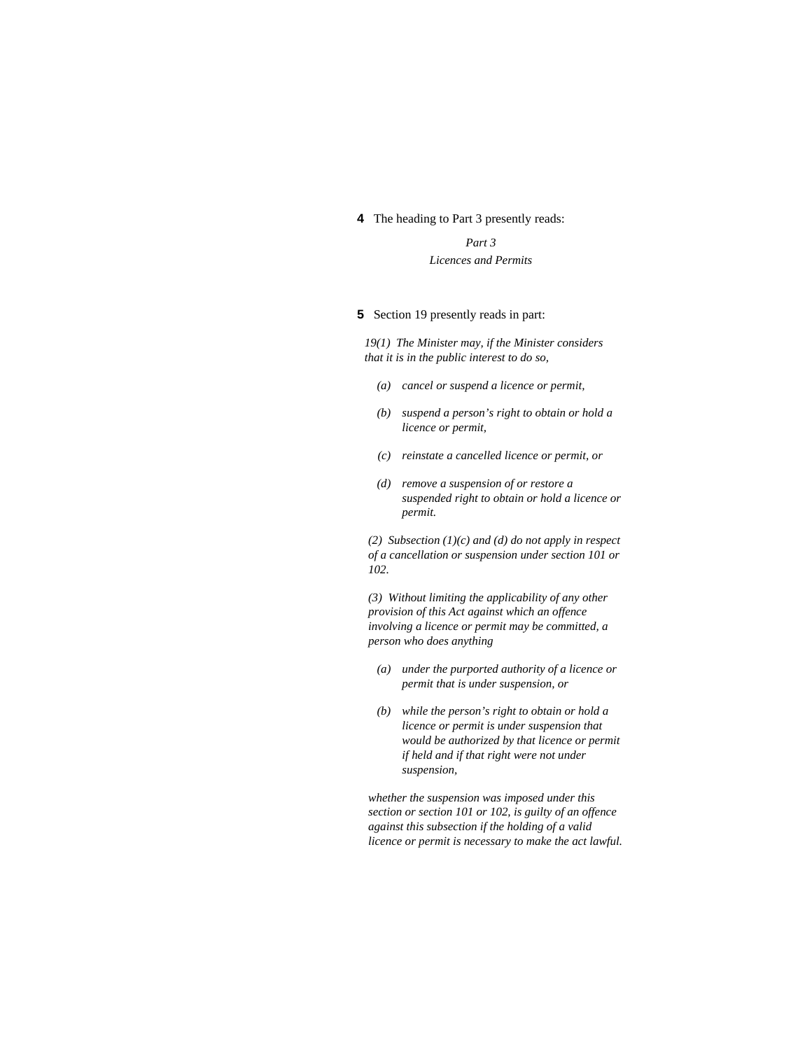**4** The heading to Part 3 presently reads:

*Part 3*
*Licences and Permits*

**5** Section 19 presently reads in part:

*19(1) The Minister may, if the Minister considers that it is in the public interest to do so,*

- *(a) cancel or suspend a licence or permit,*
- *(b) suspend a person's right to obtain or hold a licence or permit,*
- *(c) reinstate a cancelled licence or permit, or*
- *(d) remove a suspension of or restore a suspended right to obtain or hold a licence or permit.*

*(2) Subsection (1)(c) and (d) do not apply in respect of a cancellation or suspension under section 101 or 102.*

*(3) Without limiting the applicability of any other provision of this Act against which an offence involving a licence or permit may be committed, a person who does anything*

- *(a) under the purported authority of a licence or permit that is under suspension, or*
- *(b) while the person's right to obtain or hold a licence or permit is under suspension that would be authorized by that licence or permit if held and if that right were not under suspension,*

*whether the suspension was imposed under this section or section 101 or 102, is guilty of an offence against this subsection if the holding of a valid licence or permit is necessary to make the act lawful.*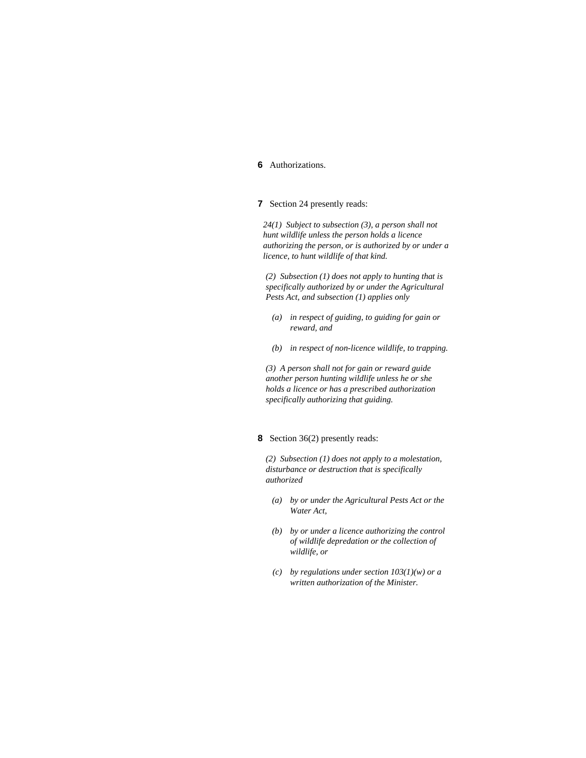**6** Authorizations.

**7** Section 24 presently reads:

*24(1) Subject to subsection (3), a person shall not hunt wildlife unless the person holds a licence authorizing the person, or is authorized by or under a licence, to hunt wildlife of that kind.*

*(2) Subsection (1) does not apply to hunting that is specifically authorized by or under the Agricultural Pests Act, and subsection (1) applies only*

*(a) in respect of guiding, to guiding for gain or reward, and*

*(b) in respect of non-licence wildlife, to trapping.*

*(3) A person shall not for gain or reward guide another person hunting wildlife unless he or she holds a licence or has a prescribed authorization specifically authorizing that guiding.*

**8** Section 36(2) presently reads:

*(2) Subsection (1) does not apply to a molestation, disturbance or destruction that is specifically authorized*

*(a) by or under the Agricultural Pests Act or the Water Act,*

*(b) by or under a licence authorizing the control of wildlife depredation or the collection of wildlife, or*

*(c) by regulations under section 103(1)(w) or a written authorization of the Minister.*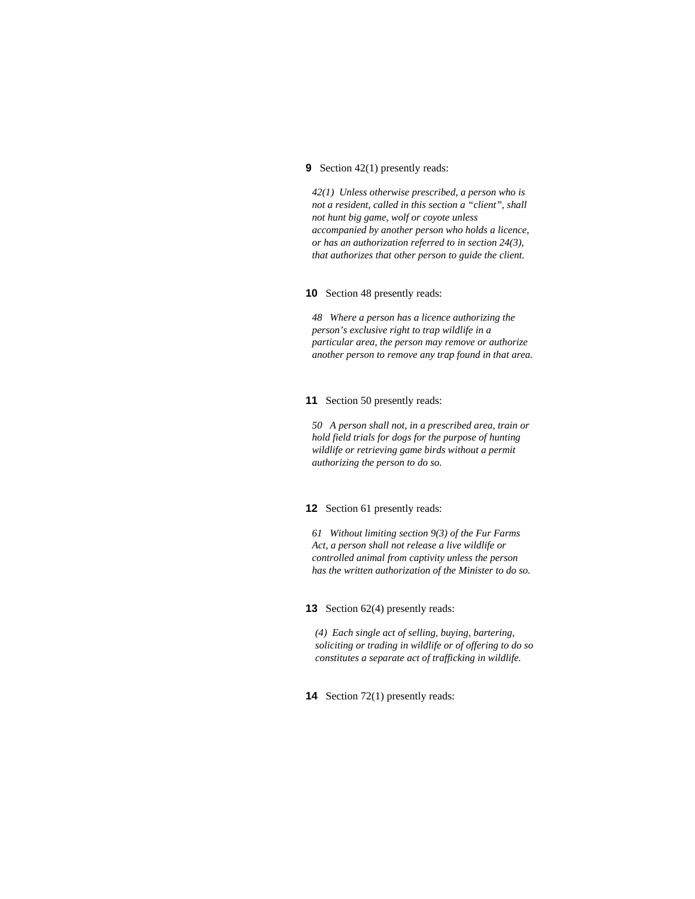**9** Section 42(1) presently reads:

*42(1) Unless otherwise prescribed, a person who is not a resident, called in this section a "client", shall not hunt big game, wolf or coyote unless accompanied by another person who holds a licence, or has an authorization referred to in section 24(3), that authorizes that other person to guide the client.*

**10** Section 48 presently reads:

*48 Where a person has a licence authorizing the person's exclusive right to trap wildlife in a particular area, the person may remove or authorize another person to remove any trap found in that area.*

**11** Section 50 presently reads:

*50 A person shall not, in a prescribed area, train or hold field trials for dogs for the purpose of hunting wildlife or retrieving game birds without a permit authorizing the person to do so.*

**12** Section 61 presently reads:

*61 Without limiting section 9(3) of the Fur Farms Act, a person shall not release a live wildlife or controlled animal from captivity unless the person has the written authorization of the Minister to do so.*

**13** Section 62(4) presently reads:

*(4) Each single act of selling, buying, bartering, soliciting or trading in wildlife or of offering to do so constitutes a separate act of trafficking in wildlife.*

**14** Section 72(1) presently reads: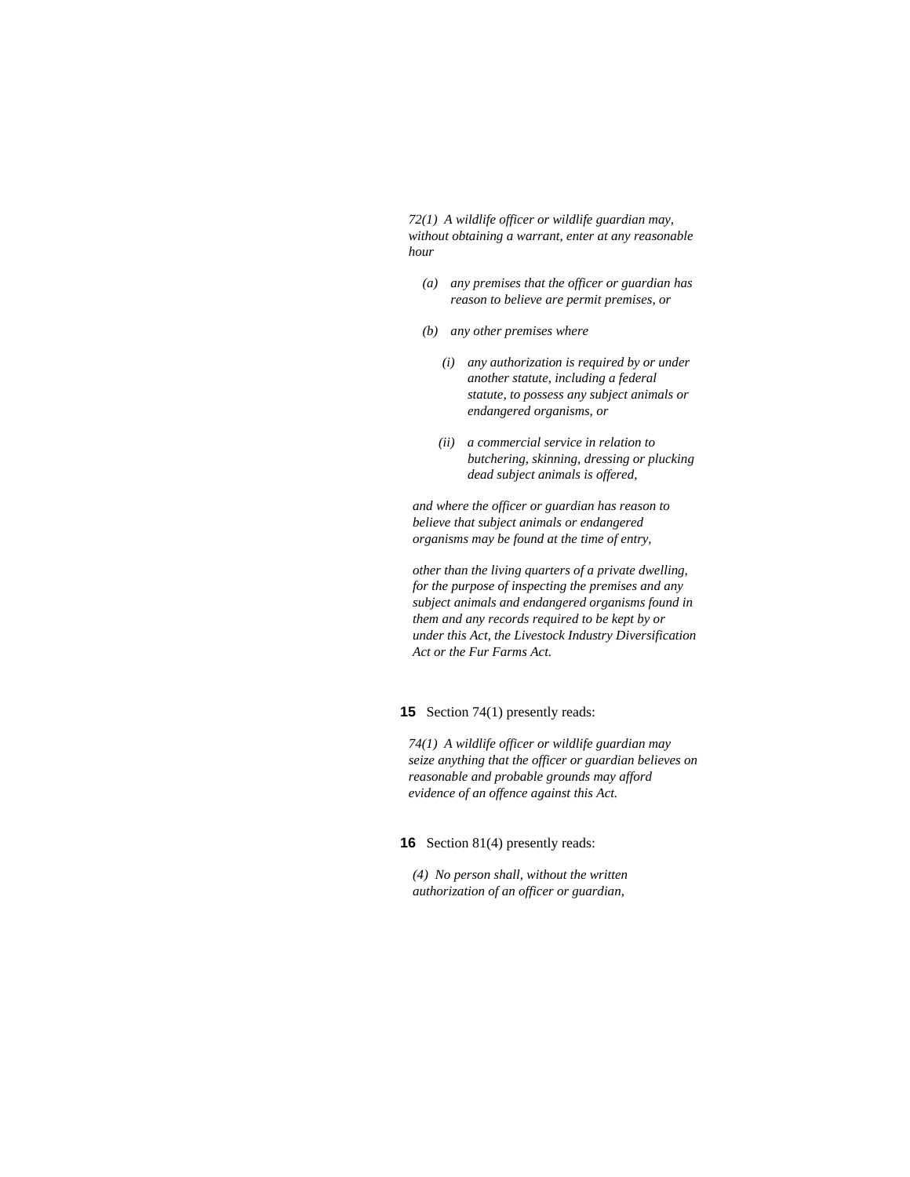*72(1) A wildlife officer or wildlife guardian may, without obtaining a warrant, enter at any reasonable hour*

*(a) any premises that the officer or guardian has reason to believe are permit premises, or*

*(b) any other premises where*

*(i) any authorization is required by or under another statute, including a federal statute, to possess any subject animals or endangered organisms, or*

*(ii) a commercial service in relation to butchering, skinning, dressing or plucking dead subject animals is offered,*

*and where the officer or guardian has reason to believe that subject animals or endangered organisms may be found at the time of entry,*

*other than the living quarters of a private dwelling, for the purpose of inspecting the premises and any subject animals and endangered organisms found in them and any records required to be kept by or under this Act, the Livestock Industry Diversification Act or the Fur Farms Act.*

**15** Section 74(1) presently reads:

*74(1) A wildlife officer or wildlife guardian may seize anything that the officer or guardian believes on reasonable and probable grounds may afford evidence of an offence against this Act.*

**16** Section 81(4) presently reads:

*(4) No person shall, without the written authorization of an officer or guardian,*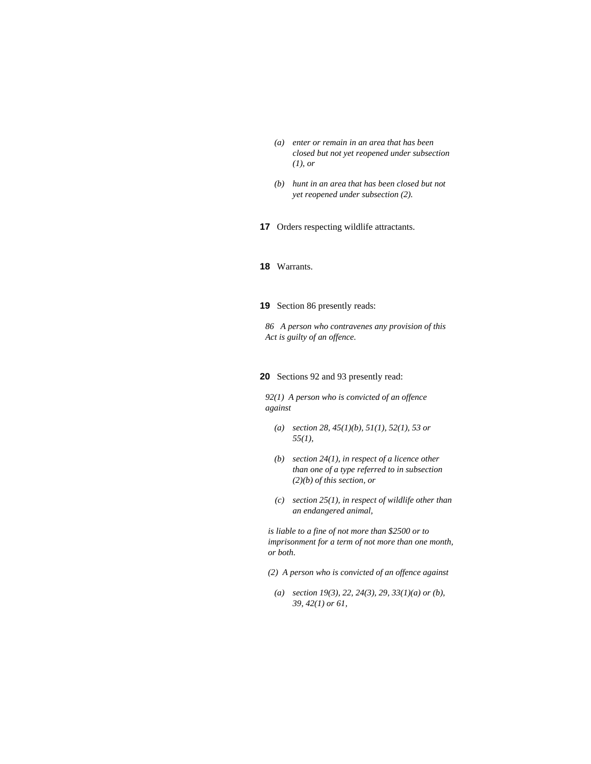*(a) enter or remain in an area that has been closed but not yet reopened under subsection (1), or*

*(b) hunt in an area that has been closed but not yet reopened under subsection (2).*

**17** Orders respecting wildlife attractants.

**18** Warrants.

**19** Section 86 presently reads:

*86 A person who contravenes any provision of this Act is guilty of an offence.*

**20** Sections 92 and 93 presently read:

*92(1) A person who is convicted of an offence against*

*(a) section 28, 45(1)(b), 51(1), 52(1), 53 or 55(1),*

*(b) section 24(1), in respect of a licence other than one of a type referred to in subsection (2)(b) of this section, or*

*(c) section 25(1), in respect of wildlife other than an endangered animal,*

*is liable to a fine of not more than $2500 or to imprisonment for a term of not more than one month, or both.*

*(2) A person who is convicted of an offence against*

*(a) section 19(3), 22, 24(3), 29, 33(1)(a) or (b), 39, 42(1) or 61,*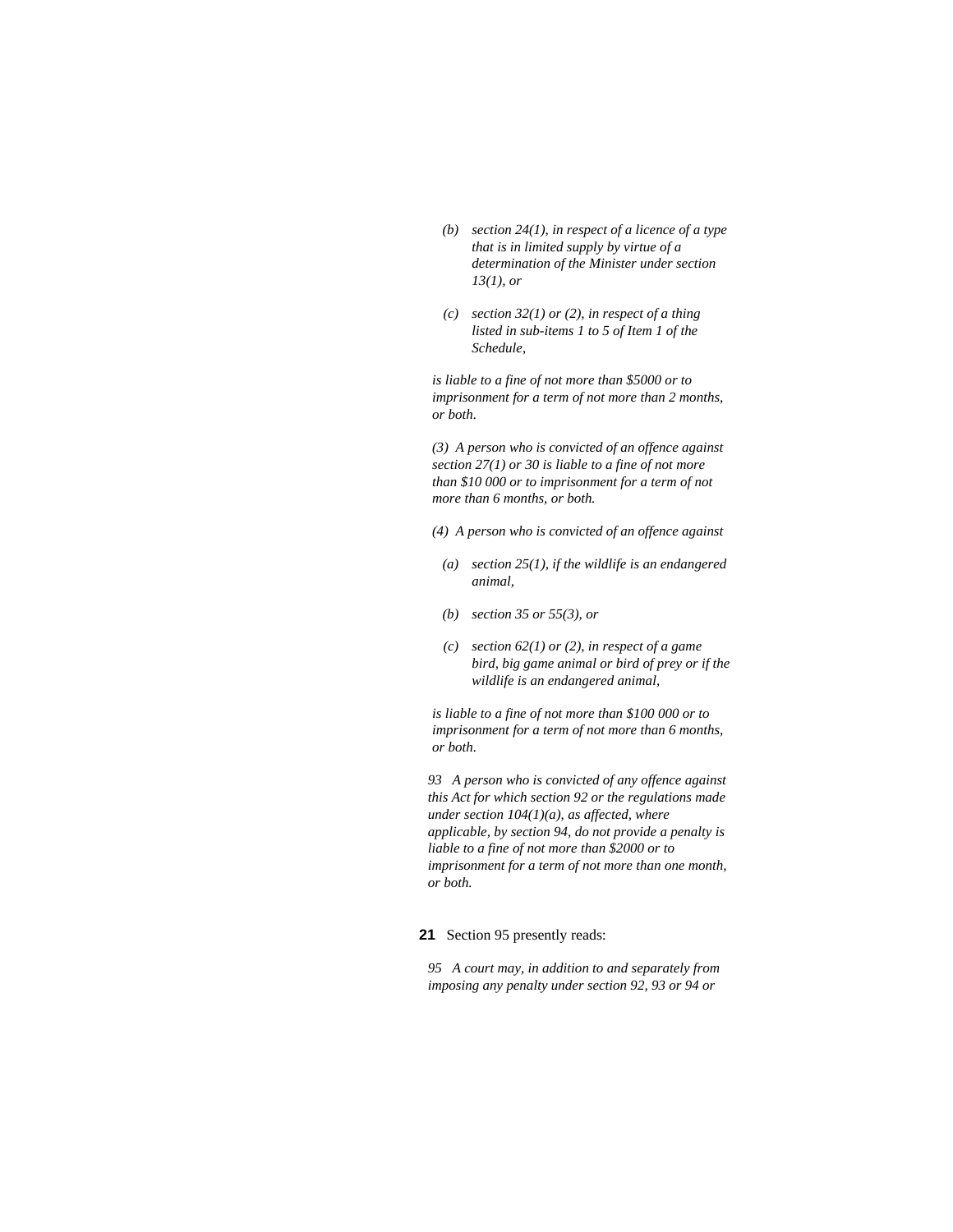*(b) section 24(1), in respect of a licence of a type that is in limited supply by virtue of a determination of the Minister under section 13(1), or*

*(c) section 32(1) or (2), in respect of a thing listed in sub-items 1 to 5 of Item 1 of the Schedule,*

*is liable to a fine of not more than $5000 or to imprisonment for a term of not more than 2 months, or both.*

*(3) A person who is convicted of an offence against section 27(1) or 30 is liable to a fine of not more than $10 000 or to imprisonment for a term of not more than 6 months, or both.*

*(4) A person who is convicted of an offence against*

*(a) section 25(1), if the wildlife is an endangered animal,*

*(b) section 35 or 55(3), or*

*(c) section 62(1) or (2), in respect of a game bird, big game animal or bird of prey or if the wildlife is an endangered animal,*

*is liable to a fine of not more than $100 000 or to imprisonment for a term of not more than 6 months, or both.*

*93 A person who is convicted of any offence against this Act for which section 92 or the regulations made under section 104(1)(a), as affected, where applicable, by section 94, do not provide a penalty is liable to a fine of not more than $2000 or to imprisonment for a term of not more than one month, or both.*

**21** Section 95 presently reads:

*95 A court may, in addition to and separately from imposing any penalty under section 92, 93 or 94 or*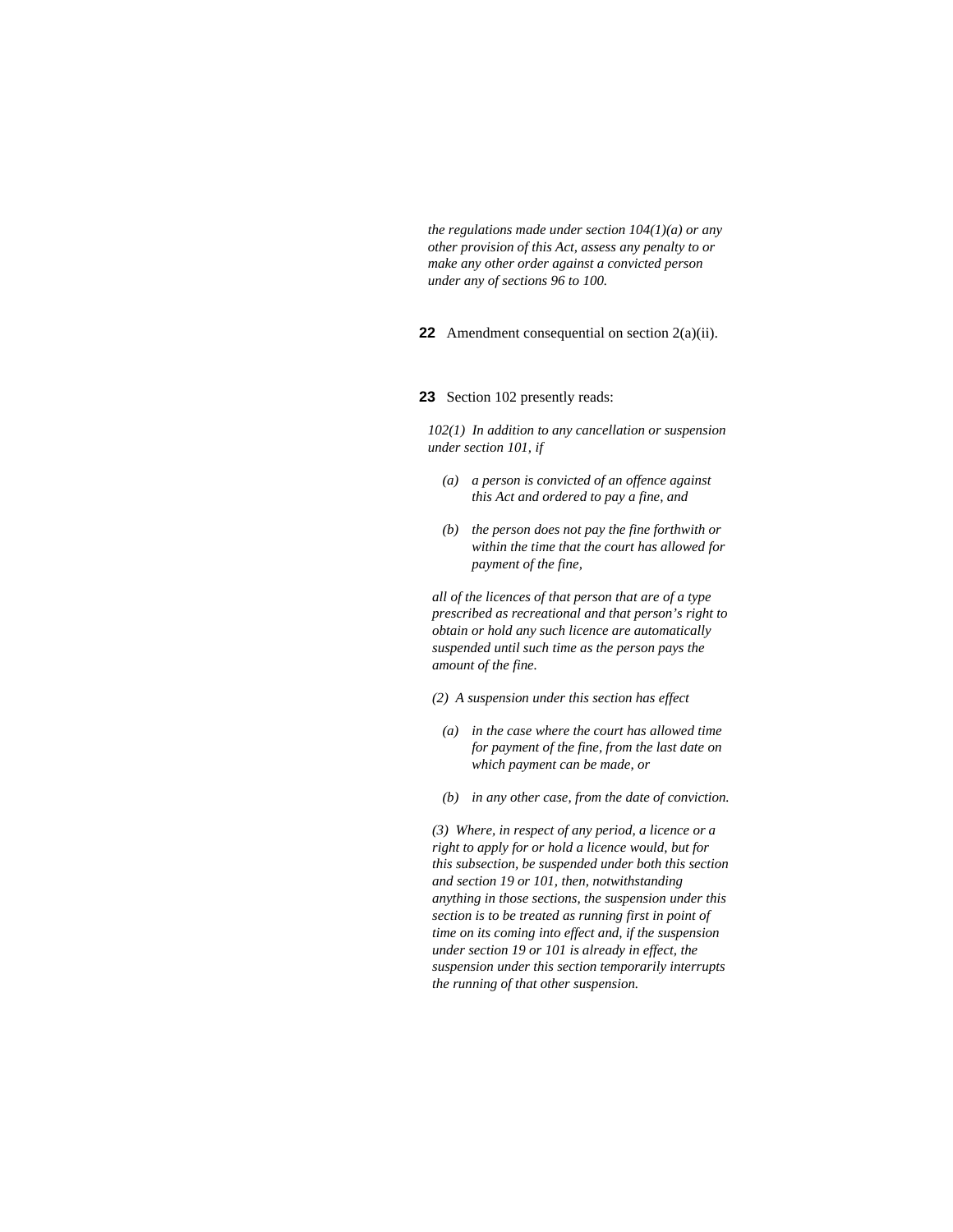*the regulations made under section 104(1)(a) or any other provision of this Act, assess any penalty to or make any other order against a convicted person under any of sections 96 to 100.*

**22** Amendment consequential on section 2(a)(ii).

**23** Section 102 presently reads:

*102(1) In addition to any cancellation or suspension under section 101, if*

*(a) a person is convicted of an offence against this Act and ordered to pay a fine, and*

*(b) the person does not pay the fine forthwith or within the time that the court has allowed for payment of the fine,*

*all of the licences of that person that are of a type prescribed as recreational and that person's right to obtain or hold any such licence are automatically suspended until such time as the person pays the amount of the fine.*

*(2) A suspension under this section has effect*

*(a) in the case where the court has allowed time for payment of the fine, from the last date on which payment can be made, or*

*(b) in any other case, from the date of conviction.*

*(3) Where, in respect of any period, a licence or a right to apply for or hold a licence would, but for this subsection, be suspended under both this section and section 19 or 101, then, notwithstanding anything in those sections, the suspension under this section is to be treated as running first in point of time on its coming into effect and, if the suspension under section 19 or 101 is already in effect, the suspension under this section temporarily interrupts the running of that other suspension.*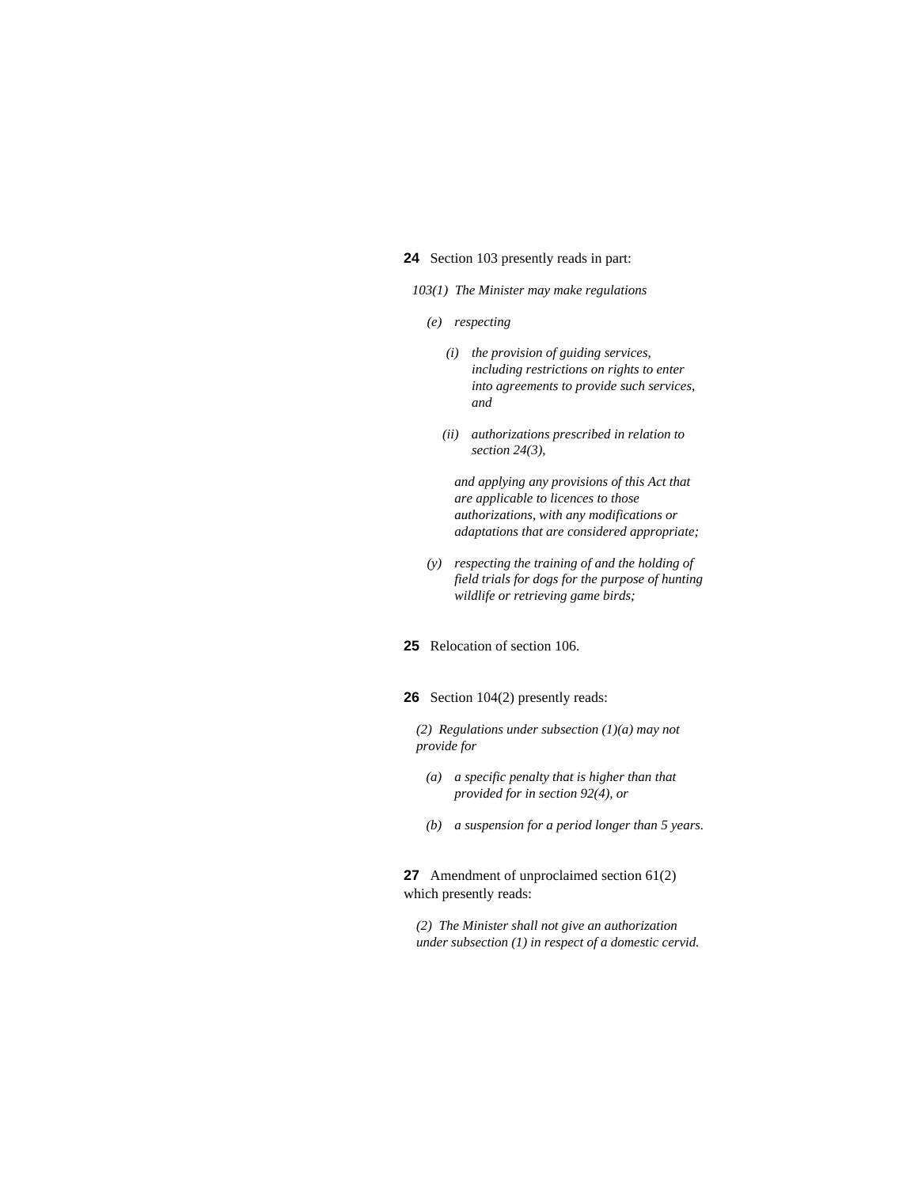**24** Section 103 presently reads in part:

*103(1) The Minister may make regulations*

*(e) respecting*

*(i) the provision of guiding services, including restrictions on rights to enter into agreements to provide such services, and*

*(ii) authorizations prescribed in relation to section 24(3),*

*and applying any provisions of this Act that are applicable to licences to those authorizations, with any modifications or adaptations that are considered appropriate;*

*(y) respecting the training of and the holding of field trials for dogs for the purpose of hunting wildlife or retrieving game birds;*

**25** Relocation of section 106.

**26** Section 104(2) presently reads:

*(2) Regulations under subsection (1)(a) may not provide for*

*(a) a specific penalty that is higher than that provided for in section 92(4), or*

*(b) a suspension for a period longer than 5 years.*

**27** Amendment of unproclaimed section 61(2) which presently reads:

*(2) The Minister shall not give an authorization under subsection (1) in respect of a domestic cervid.*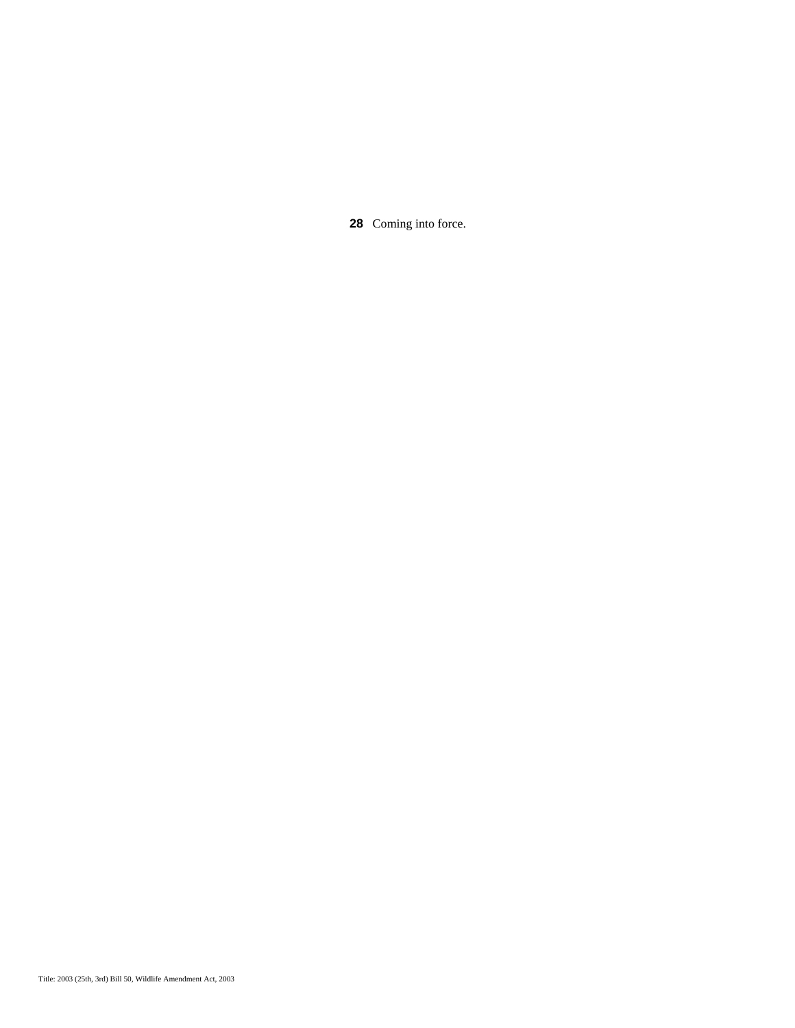**28** Coming into force.